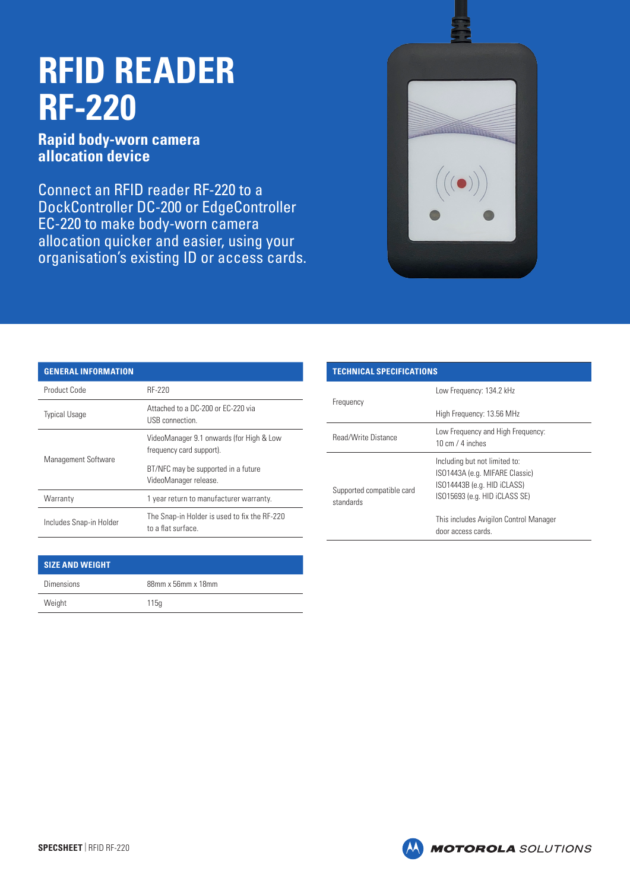// # RFID READER RF-220

**Rapid body-worn camera allocation device**

Connect an RFID reader RF-220 to a DockController DC-200 or EdgeController EC-220 to make body-worn camera allocation quicker and easier, using your organisation's existing ID or access cards.

| GENERAL INFORMATION | |
|---|---|
| Product Code | RF-220 |
| Typical Usage | Attached to a DC-200 or EC-220 via USB connection. |
| Management Software | VideoManager 9.1 onwards (for High & Low frequency card support).<br><br>BT/NFC may be supported in a future VideoManager release. |
| Warranty | 1 year return to manufacturer warranty. |
| Includes Snap-in Holder | The Snap-in Holder is used to fix the RF-220 to a flat surface. |

| SIZE AND WEIGHT | |
|---|---|
| Dimensions | 88mm x 56mm x 18mm |
| Weight | 115g |

| TECHNICAL SPECIFICATIONS | |
|---|---|
| Frequency | Low Frequency: 134.2 kHz<br><br>High Frequency: 13.56 MHz |
| Read/Write Distance | Low Frequency and High Frequency: 10 cm / 4 inches |
| Supported compatible card standards | Including but not limited to:<br>ISO1443A (e.g. MIFARE Classic)<br>ISO14443B (e.g. HID iCLASS)<br>ISO15693 (e.g. HID iCLASS SE)<br><br>This includes Avigilon Control Manager door access cards. |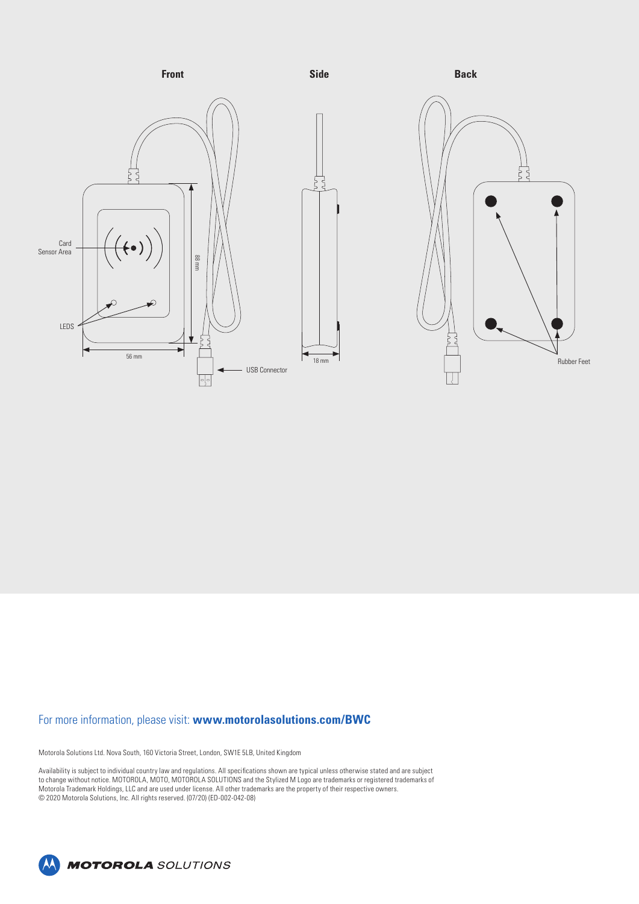Front

Side

Back

Card Sensor Area

LEDS

88 mm

56 mm

USB Connector

18 mm

Rubber Feet

For more information, please visit: **www.motorolasolutions.com/BWC**

Motorola Solutions Ltd. Nova South, 160 Victoria Street, London, SW1E 5LB, United Kingdom

Availability is subject to individual country law and regulations. All specifications shown are typical unless otherwise stated and are subject to change without notice. MOTOROLA, MOTO, MOTOROLA SOLUTIONS and the Stylized M Logo are trademarks or registered trademarks of Motorola Trademark Holdings, LLC and are used under license. All other trademarks are the property of their respective owners.
© 2020 Motorola Solutions, Inc. All rights reserved. (07/20) (ED-002-042-08)

MOTOROLA SOLUTIONS